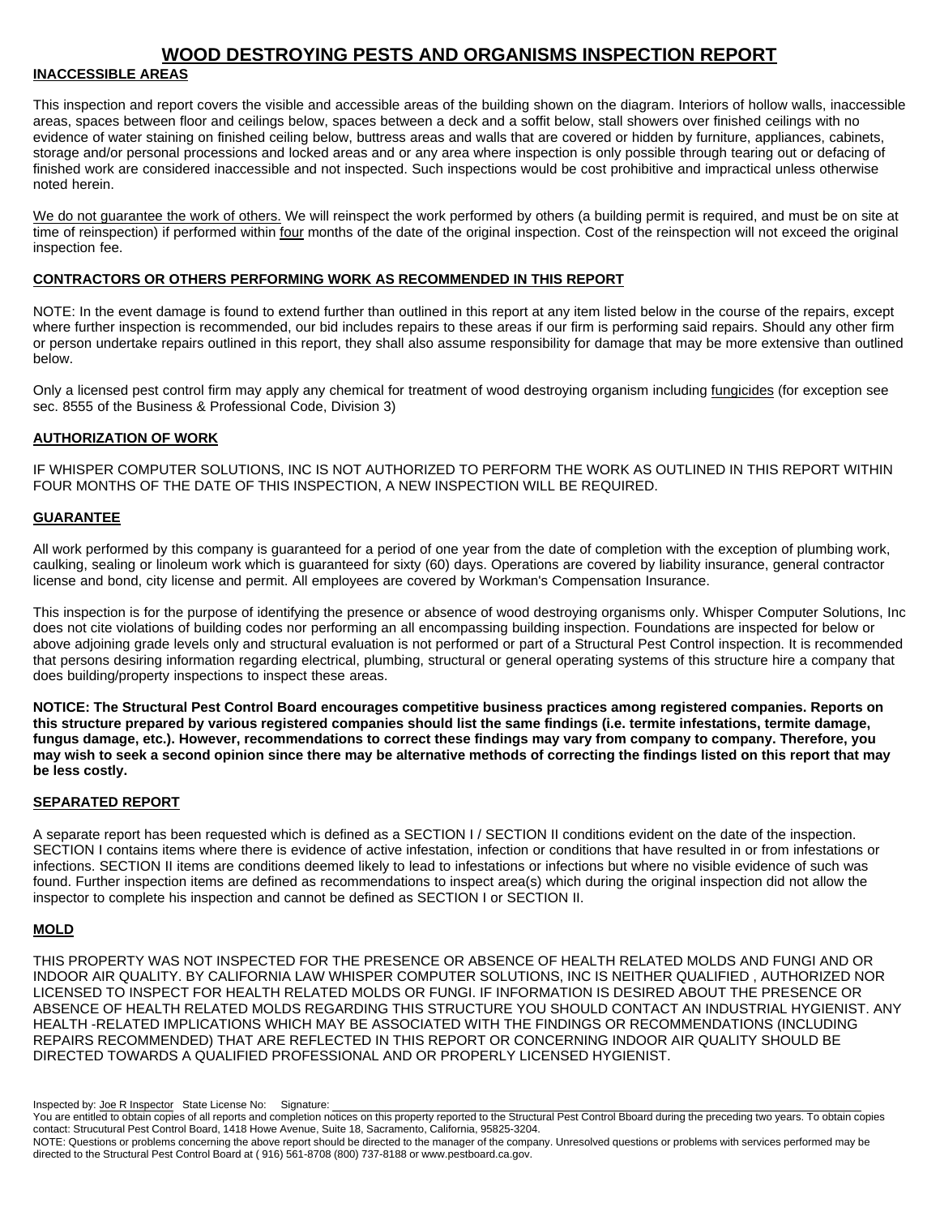# WOOD DESTROYING PESTS AND ORGANISMS INSPECTION REPORT

## INACCESSIBLE AREAS

This inspection and report covers the visible and accessible areas of the building shown on the diagram. Interiors of hollow walls, inaccessible areas, spaces between floor and ceilings below, spaces between a deck and a soffit below, stall showers over finished ceilings with no evidence of water staining on finished ceiling below, buttress areas and walls that are covered or hidden by furniture, appliances, cabinets, storage and/or personal processions and locked areas and or any area where inspection is only possible through tearing out or defacing of finished work are considered inaccessible and not inspected. Such inspections would be cost prohibitive and impractical unless otherwise noted herein.

We do not guarantee the work of others. We will reinspect the work performed by others (a building permit is required, and must be on site at time of reinspection) if performed within four months of the date of the original inspection. Cost of the reinspection will not exceed the original inspection fee.

## CONTRACTORS OR OTHERS PERFORMING WORK AS RECOMMENDED IN THIS REPORT

NOTE: In the event damage is found to extend further than outlined in this report at any item listed below in the course of the repairs, except where further inspection is recommended, our bid includes repairs to these areas if our firm is performing said repairs. Should any other firm or person undertake repairs outlined in this report, they shall also assume responsibility for damage that may be more extensive than outlined below.

Only a licensed pest control firm may apply any chemical for treatment of wood destroying organism including fungicides (for exception see sec. 8555 of the Business & Professional Code, Division 3)

## AUTHORIZATION OF WORK

IF WHISPER COMPUTER SOLUTIONS, INC IS NOT AUTHORIZED TO PERFORM THE WORK AS OUTLINED IN THIS REPORT WITHIN FOUR MONTHS OF THE DATE OF THIS INSPECTION, A NEW INSPECTION WILL BE REQUIRED.

## GUARANTEE

All work performed by this company is guaranteed for a period of one year from the date of completion with the exception of plumbing work, caulking, sealing or linoleum work which is guaranteed for sixty (60) days. Operations are covered by liability insurance, general contractor license and bond, city license and permit. All employees are covered by Workman's Compensation Insurance.

This inspection is for the purpose of identifying the presence or absence of wood destroying organisms only. Whisper Computer Solutions, Inc does not cite violations of building codes nor performing an all encompassing building inspection. Foundations are inspected for below or above adjoining grade levels only and structural evaluation is not performed or part of a Structural Pest Control inspection. It is recommended that persons desiring information regarding electrical, plumbing, structural or general operating systems of this structure hire a company that does building/property inspections to inspect these areas.

**NOTICE: The Structural Pest Control Board encourages competitive business practices among registered companies. Reports on this structure prepared by various registered companies should list the same findings (i.e. termite infestations, termite damage, fungus damage, etc.). However, recommendations to correct these findings may vary from company to company. Therefore, you may wish to seek a second opinion since there may be alternative methods of correcting the findings listed on this report that may be less costly.**

## SEPARATED REPORT

A separate report has been requested which is defined as a SECTION I / SECTION II conditions evident on the date of the inspection. SECTION I contains items where there is evidence of active infestation, infection or conditions that have resulted in or from infestations or infections. SECTION II items are conditions deemed likely to lead to infestations or infections but where no visible evidence of such was found. Further inspection items are defined as recommendations to inspect area(s) which during the original inspection did not allow the inspector to complete his inspection and cannot be defined as SECTION I or SECTION II.

## MOLD

THIS PROPERTY WAS NOT INSPECTED FOR THE PRESENCE OR ABSENCE OF HEALTH RELATED MOLDS AND FUNGI AND OR INDOOR AIR QUALITY. BY CALIFORNIA LAW WHISPER COMPUTER SOLUTIONS, INC IS NEITHER QUALIFIED , AUTHORIZED NOR LICENSED TO INSPECT FOR HEALTH RELATED MOLDS OR FUNGI. IF INFORMATION IS DESIRED ABOUT THE PRESENCE OR ABSENCE OF HEALTH RELATED MOLDS REGARDING THIS STRUCTURE YOU SHOULD CONTACT AN INDUSTRIAL HYGIENIST. ANY HEALTH -RELATED IMPLICATIONS WHICH MAY BE ASSOCIATED WITH THE FINDINGS OR RECOMMENDATIONS (INCLUDING REPAIRS RECOMMENDED) THAT ARE REFLECTED IN THIS REPORT OR CONCERNING INDOOR AIR QUALITY SHOULD BE DIRECTED TOWARDS A QUALIFIED PROFESSIONAL AND OR PROPERLY LICENSED HYGIENIST.

Inspected by: Joe R Inspector State License No: Signature: ______________________

You are entitled to obtain copies of all reports and completion notices on this property reported to the Structural Pest Control Bboard during the preceding two years. To obtain copies contact: Strucutural Pest Control Board, 1418 Howe Avenue, Suite 18, Sacramento, California, 95825-3204.

NOTE: Questions or problems concerning the above report should be directed to the manager of the company. Unresolved questions or problems with services performed may be directed to the Structural Pest Control Board at ( 916) 561-8708 (800) 737-8188 or www.pestboard.ca.gov.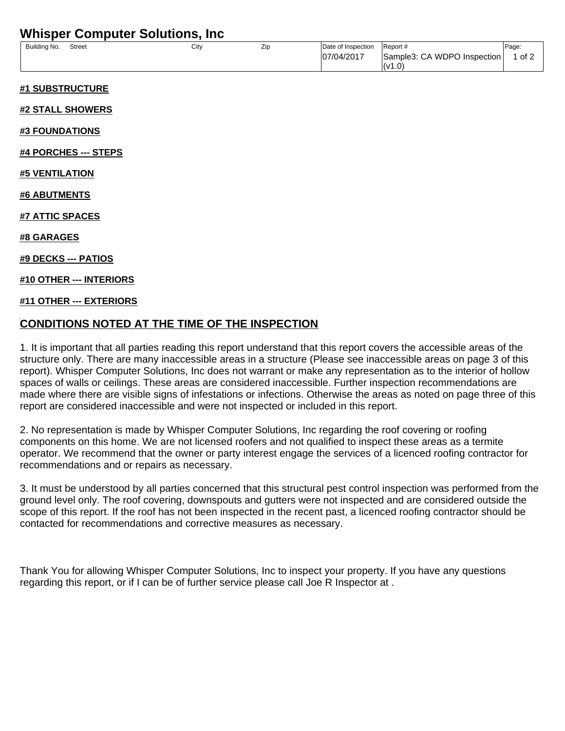## Whisper Computer Solutions, Inc

| Building No. | Street | City | Zip | Date of Inspection | Report # |
|---|---|---|---|---|---|
| | | | | 07/04/2017 | Sample3: CA WDPO Inspection (v1.0) |

**#1 SUBSTRUCTURE**

**#2 STALL SHOWERS**

**#3 FOUNDATIONS**

**#4 PORCHES --- STEPS**

**#5 VENTILATION**

**#6 ABUTMENTS**

**#7 ATTIC SPACES**

**#8 GARAGES**

**#9 DECKS --- PATIOS**

**#10 OTHER --- INTERIORS**

**#11 OTHER --- EXTERIORS**

## CONDITIONS NOTED AT THE TIME OF THE INSPECTION

1. It is important that all parties reading this report understand that this report covers the accessible areas of the structure only. There are many inaccessible areas in a structure (Please see inaccessible areas on page 3 of this report). Whisper Computer Solutions, Inc does not warrant or make any representation as to the interior of hollow spaces of walls or ceilings. These areas are considered inaccessible. Further inspection recommendations are made where there are visible signs of infestations or infections. Otherwise the areas as noted on page three of this report are considered inaccessible and were not inspected or included in this report.

2. No representation is made by Whisper Computer Solutions, Inc regarding the roof covering or roofing components on this home. We are not licensed roofers and not qualified to inspect these areas as a termite operator. We recommend that the owner or party interest engage the services of a licenced roofing contractor for recommendations and or repairs as necessary.

3. It must be understood by all parties concerned that this structural pest control inspection was performed from the ground level only. The roof covering, downspouts and gutters were not inspected and are considered outside the scope of this report. If the roof has not been inspected in the recent past, a licenced roofing contractor should be contacted for recommendations and corrective measures as necessary.

Thank You for allowing Whisper Computer Solutions, Inc to inspect your property. If you have any questions regarding this report, or if I can be of further service please call Joe R Inspector at .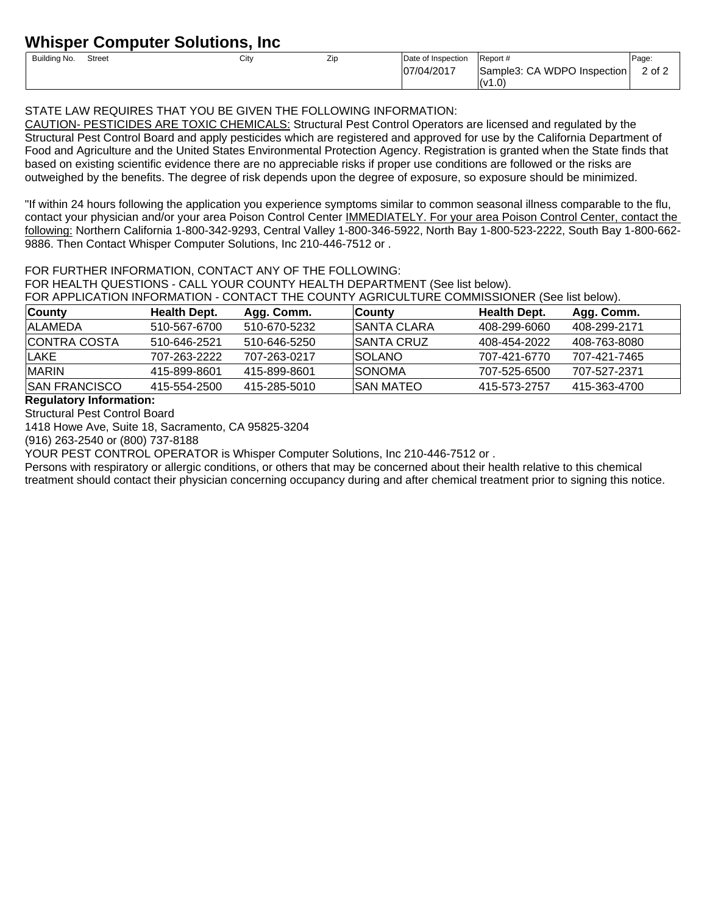# Whisper Computer Solutions, Inc

| Building No. | Street | City | Zip | Date of Inspection | Report # |
|---|---|---|---|---|---|
| | | | | 07/04/2017 | Sample3: CA WDPO Inspection (v1.0) |

STATE LAW REQUIRES THAT YOU BE GIVEN THE FOLLOWING INFORMATION:
CAUTION- PESTICIDES ARE TOXIC CHEMICALS: Structural Pest Control Operators are licensed and regulated by the Structural Pest Control Board and apply pesticides which are registered and approved for use by the California Department of Food and Agriculture and the United States Environmental Protection Agency. Registration is granted when the State finds that based on existing scientific evidence there are no appreciable risks if proper use conditions are followed or the risks are outweighed by the benefits. The degree of risk depends upon the degree of exposure, so exposure should be minimized.

"If within 24 hours following the application you experience symptoms similar to common seasonal illness comparable to the flu, contact your physician and/or your area Poison Control Center IMMEDIATELY. For your area Poison Control Center, contact the following: Northern California 1-800-342-9293, Central Valley 1-800-346-5922, North Bay 1-800-523-2222, South Bay 1-800-662-9886. Then Contact Whisper Computer Solutions, Inc 210-446-7512 or .

FOR FURTHER INFORMATION, CONTACT ANY OF THE FOLLOWING:
FOR HEALTH QUESTIONS - CALL YOUR COUNTY HEALTH DEPARTMENT (See list below).
FOR APPLICATION INFORMATION - CONTACT THE COUNTY AGRICULTURE COMMISSIONER (See list below).

| County | Health Dept. | Agg. Comm. | County | Health Dept. | Agg. Comm. |
|---|---|---|---|---|---|
| ALAMEDA | 510-567-6700 | 510-670-5232 | SANTA CLARA | 408-299-6060 | 408-299-2171 |
| CONTRA COSTA | 510-646-2521 | 510-646-5250 | SANTA CRUZ | 408-454-2022 | 408-763-8080 |
| LAKE | 707-263-2222 | 707-263-0217 | SOLANO | 707-421-6770 | 707-421-7465 |
| MARIN | 415-899-8601 | 415-899-8601 | SONOMA | 707-525-6500 | 707-527-2371 |
| SAN FRANCISCO | 415-554-2500 | 415-285-5010 | SAN MATEO | 415-573-2757 | 415-363-4700 |

**Regulatory Information:**

Structural Pest Control Board
1418 Howe Ave, Suite 18, Sacramento, CA 95825-3204
(916) 263-2540 or (800) 737-8188
YOUR PEST CONTROL OPERATOR is Whisper Computer Solutions, Inc 210-446-7512 or .
Persons with respiratory or allergic conditions, or others that may be concerned about their health relative to this chemical treatment should contact their physician concerning occupancy during and after chemical treatment prior to signing this notice.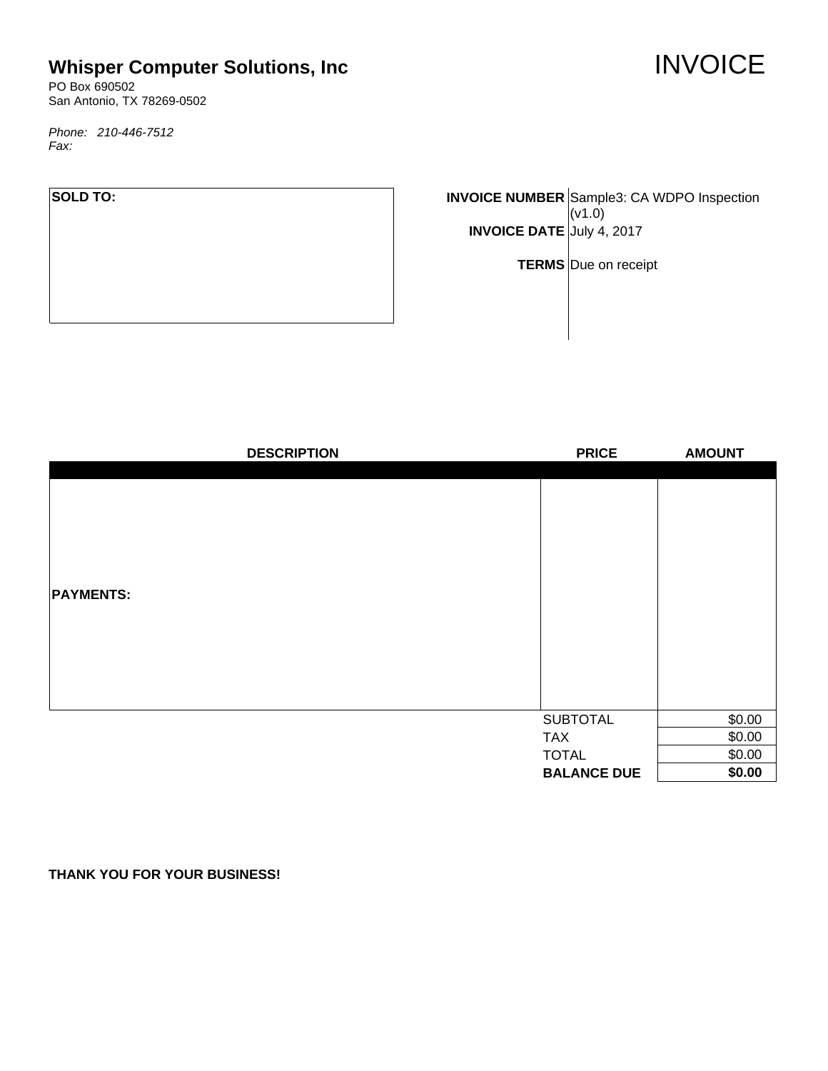## Whisper Computer Solutions, Inc

# INVOICE

PO Box 690502
San Antonio, TX 78269-0502

*Phone: 210-446-7512*
*Fax:*

**SOLD TO:**

| | |
|---|---|
| **INVOICE NUMBER** | Sample3: CA WDPO Inspection (v1.0) |
| **INVOICE DATE** | July 4, 2017 |
| **TERMS** | Due on receipt |

| DESCRIPTION | PRICE | AMOUNT |
|---|---|---|
| **PAYMENTS:** | | |
| | SUBTOTAL | $0.00 |
| | TAX | $0.00 |
| | TOTAL | $0.00 |
| | **BALANCE DUE** | **$0.00** |

**THANK YOU FOR YOUR BUSINESS!**